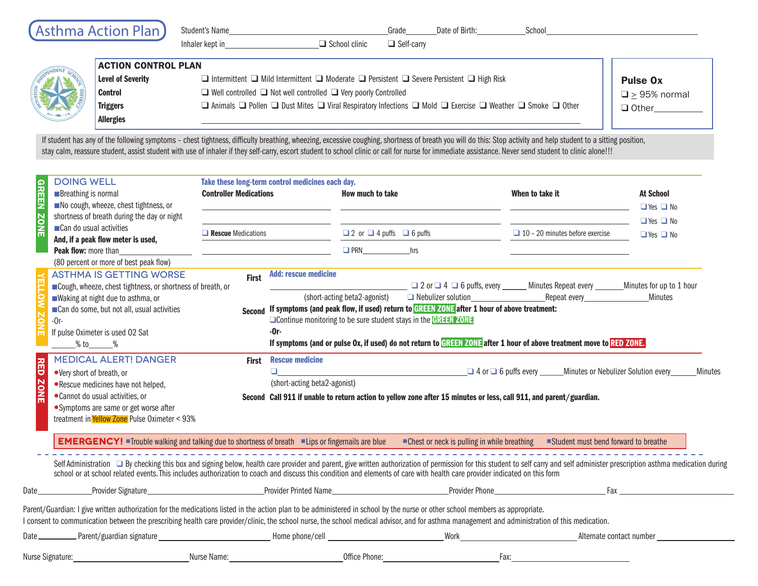# Asthma Action Plan

Student's Name________________________ Grade______ Date of Birth:__________ School________________________

Inhaler kept in________________ ❑ School clinic ❑ Self-carry

## ACTION CONTROL PLAN

**Level of Severity** ❑ Intermittent ❑ Mild Intermittent ❑ Moderate ❑ Persistent ❑ Severe Persistent ❑ High Risk

**Control** ❑ Well controlled ❑ Not well controlled ❑ Very poorly Controlled

**Triggers** ❑ Animals ❑ Pollen ❑ Dust Mites ❑ Viral Respiratory Infections ❑ Mold ❑ Exercise ❑ Weather ❑ Smoke ❑ Other

**Allergies** ________________________________________

**Pulse Ox**
❑ ≥ 95% normal
❑ Other__________

If student has any of the following symptoms – chest tightness, difficulty breathing, wheezing, excessive coughing, shortness of breath you will do this: Stop activity and help student to a sitting position, stay calm, reassure student, assist student with use of inhaler if they self-carry, escort student to school clinic or call for nurse for immediate assistance. Never send student to clinic alone!!!

## GREEN ZONE

### DOING WELL

- Breathing is normal
- No cough, wheeze, chest tightness, or shortness of breath during the day or night
- Can do usual activities

**And, if a peak flow meter is used,**
**Peak flow:** more than__________
(80 percent or more of best peak flow)

**Take these long-term control medicines each day.**

| Controller Medications | How much to take | When to take it | At School |
|---|---|---|---|
| ______________ | ______________ | ______________ | ❑ Yes ❑ No |
| ______________ | ______________ | ______________ | ❑ Yes ❑ No |
| ❑ **Rescue** Medications | ❑ 2 or ❑ 4 puffs ❑ 6 puffs | ❑ 10 – 20 minutes before exercise | ❑ Yes ❑ No |
| ______________ | ❑ PRN__________hrs | ______________ | |

## YELLOW ZONE

### ASTHMA IS GETTING WORSE

- Cough, wheeze, chest tightness, or shortness of breath, or
- Waking at night due to asthma, or
- Can do some, but not all, usual activities

-Or-

If pulse Oximeter is used O2 Sat
______% to______%

**First** **Add: rescue medicine**

______________________ ❑ 2 or ❑ 4 ❑ 6 puffs, every ______ Minutes Repeat every ______Minutes for up to 1 hour
(short-acting beta2-agonist) ❑ Nebulizer solution______________Repeat every______________Minutes

**Second** **If symptoms (and peak flow, if used) return to GREEN ZONE after 1 hour of above treatment:**
❑ Continue monitoring to be sure student stays in the GREEN ZONE
**-Or-**
**If symptoms (and or pulse Ox, if used) do not return to GREEN ZONE after 1 hour of above treatment move to RED ZONE.**

## RED ZONE

### MEDICAL ALERT! DANGER

- Very short of breath, or
- Rescue medicines have not helped,
- Cannot do usual activities, or
- Symptoms are same or get worse after treatment in Yellow Zone Pulse Oximeter < 93%

**First** **Rescue medicine**
❑ ______________________________ ❑ 4 or ❑ 6 puffs every ______Minutes or Nebulizer Solution every______Minutes
(short-acting beta2-agonist)

**Second** **Call 911 if unable to return action to yellow zone after 15 minutes or less, call 911, and parent/guardian.**

**EMERGENCY!** ▪Trouble walking and talking due to shortness of breath ▪Lips or fingernails are blue ▪Chest or neck is pulling in while breathing ▪Student must bend forward to breathe

---

Self Administration ❑ By checking this box and signing below, health care provider and parent, give written authorization of permission for this student to self carry and self administer prescription asthma medication during school or at school related events. This includes authorization to coach and discuss this condition and elements of care with health care provider indicated on this form

Date__________ Provider Signature__________________ Provider Printed Name__________________ Provider Phone__________________ Fax __________________

Parent/Guardian: I give written authorization for the medications listed in the action plan to be administered in school by the nurse or other school members as appropriate.
I consent to communication between the prescribing health care provider/clinic, the school nurse, the school medical advisor, and for asthma management and administration of this medication.

Date__________ Parent/guardian signature__________________ Home phone/cell__________________ Work__________________ Alternate contact number__________________

Nurse Signature:__________________ Nurse Name:__________________ Office Phone:__________________ Fax:__________________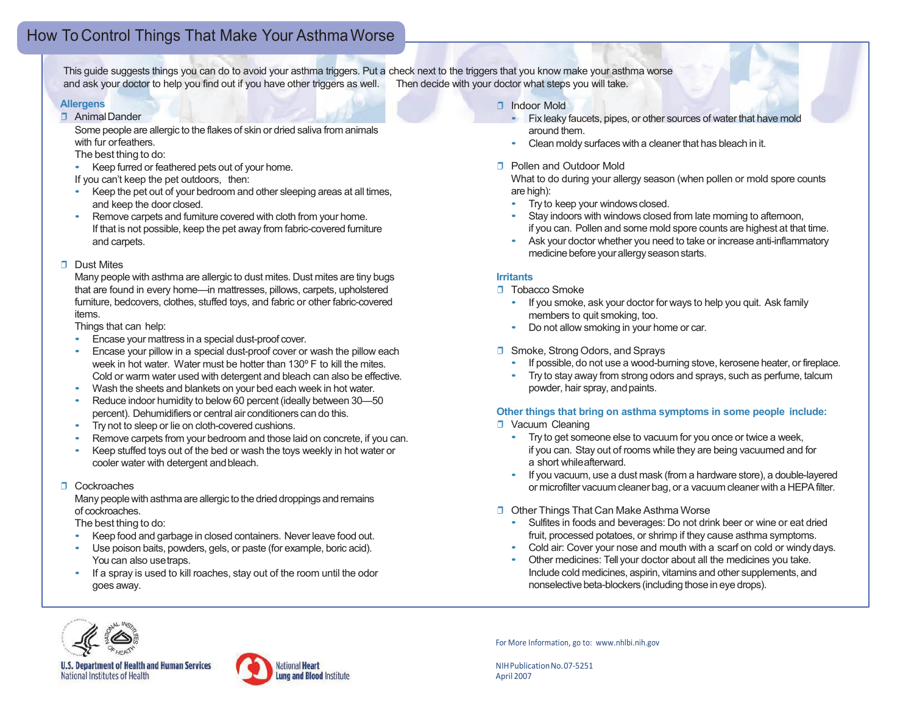# How To Control Things That Make Your Asthma Worse

This guide suggests things you can do to avoid your asthma triggers. Put a check next to the triggers that you know make your asthma worse and ask your doctor to help you find out if you have other triggers as well. Then decide with your doctor what steps you will take.

## Allergens

❒ Animal Dander

Some people are allergic to the flakes of skin or dried saliva from animals with fur or feathers.

The best thing to do:

- Keep furred or feathered pets out of your home.

If you can't keep the pet outdoors, then:

- Keep the pet out of your bedroom and other sleeping areas at all times, and keep the door closed.
- Remove carpets and furniture covered with cloth from your home. If that is not possible, keep the pet away from fabric-covered furniture and carpets.

❒ Dust Mites

Many people with asthma are allergic to dust mites. Dust mites are tiny bugs that are found in every home—in mattresses, pillows, carpets, upholstered furniture, bedcovers, clothes, stuffed toys, and fabric or other fabric-covered items.

Things that can help:

- Encase your mattress in a special dust-proof cover.
- Encase your pillow in a special dust-proof cover or wash the pillow each week in hot water. Water must be hotter than 130º F to kill the mites. Cold or warm water used with detergent and bleach can also be effective.
- Wash the sheets and blankets on your bed each week in hot water.
- Reduce indoor humidity to below 60 percent (ideally between 30—50 percent). Dehumidifiers or central air conditioners can do this.
- Try not to sleep or lie on cloth-covered cushions.
- Remove carpets from your bedroom and those laid on concrete, if you can.
- Keep stuffed toys out of the bed or wash the toys weekly in hot water or cooler water with detergent and bleach.

❒ Cockroaches

Many people with asthma are allergic to the dried droppings and remains of cockroaches.

The best thing to do:

- Keep food and garbage in closed containers. Never leave food out.
- Use poison baits, powders, gels, or paste (for example, boric acid). You can also use traps.
- If a spray is used to kill roaches, stay out of the room until the odor goes away.

❒ Indoor Mold

- Fix leaky faucets, pipes, or other sources of water that have mold around them.
- Clean moldy surfaces with a cleaner that has bleach in it.

❒ Pollen and Outdoor Mold

What to do during your allergy season (when pollen or mold spore counts are high):

- Try to keep your windows closed.
- Stay indoors with windows closed from late morning to afternoon, if you can. Pollen and some mold spore counts are highest at that time.
- Ask your doctor whether you need to take or increase anti-inflammatory medicine before your allergy season starts.

## Irritants

❒ Tobacco Smoke

- If you smoke, ask your doctor for ways to help you quit. Ask family members to quit smoking, too.
- Do not allow smoking in your home or car.

❒ Smoke, Strong Odors, and Sprays

- If possible, do not use a wood-burning stove, kerosene heater, or fireplace.
- Try to stay away from strong odors and sprays, such as perfume, talcum powder, hair spray, and paints.

## Other things that bring on asthma symptoms in some people include:

❒ Vacuum Cleaning

- Try to get someone else to vacuum for you once or twice a week, if you can. Stay out of rooms while they are being vacuumed and for a short while afterward.
- If you vacuum, use a dust mask (from a hardware store), a double-layered or microfilter vacuum cleaner bag, or a vacuum cleaner with a HEPA filter.

❒ Other Things That Can Make Asthma Worse

- Sulfites in foods and beverages: Do not drink beer or wine or eat dried fruit, processed potatoes, or shrimp if they cause asthma symptoms.
- Cold air: Cover your nose and mouth with a scarf on cold or windy days.
- Other medicines: Tell your doctor about all the medicines you take. Include cold medicines, aspirin, vitamins and other supplements, and nonselective beta-blockers (including those in eye drops).

U.S. Department of Health and Human Services
National Institutes of Health

National Heart Lung and Blood Institute

For More Information, go to: www.nhlbi.nih.gov

NIH Publication No. 07-5251
April 2007